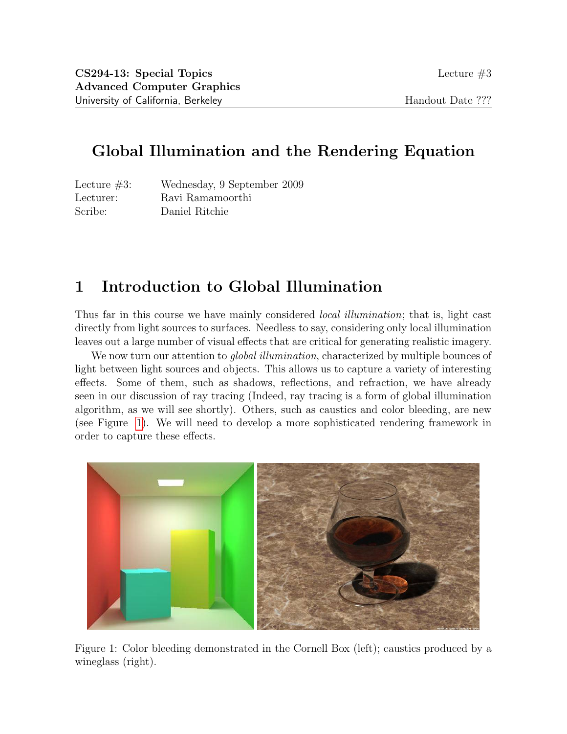**CS294-13: Special Topics**
**Advanced Computer Graphics**
University of California, Berkeley

Lecture #3

Handout Date ???

# Global Illumination and the Rendering Equation

Lecture #3: Wednesday, 9 September 2009
Lecturer: Ravi Ramamoorthi
Scribe: Daniel Ritchie

## 1 Introduction to Global Illumination

Thus far in this course we have mainly considered *local illumination*; that is, light cast directly from light sources to surfaces. Needless to say, considering only local illumination leaves out a large number of visual effects that are critical for generating realistic imagery.

We now turn our attention to *global illumination*, characterized by multiple bounces of light between light sources and objects. This allows us to capture a variety of interesting effects. Some of them, such as shadows, reflections, and refraction, we have already seen in our discussion of ray tracing (Indeed, ray tracing is a form of global illumination algorithm, as we will see shortly). Others, such as caustics and color bleeding, are new (see Figure 1). We will need to develop a more sophisticated rendering framework in order to capture these effects.

Figure 1: Color bleeding demonstrated in the Cornell Box (left); caustics produced by a wineglass (right).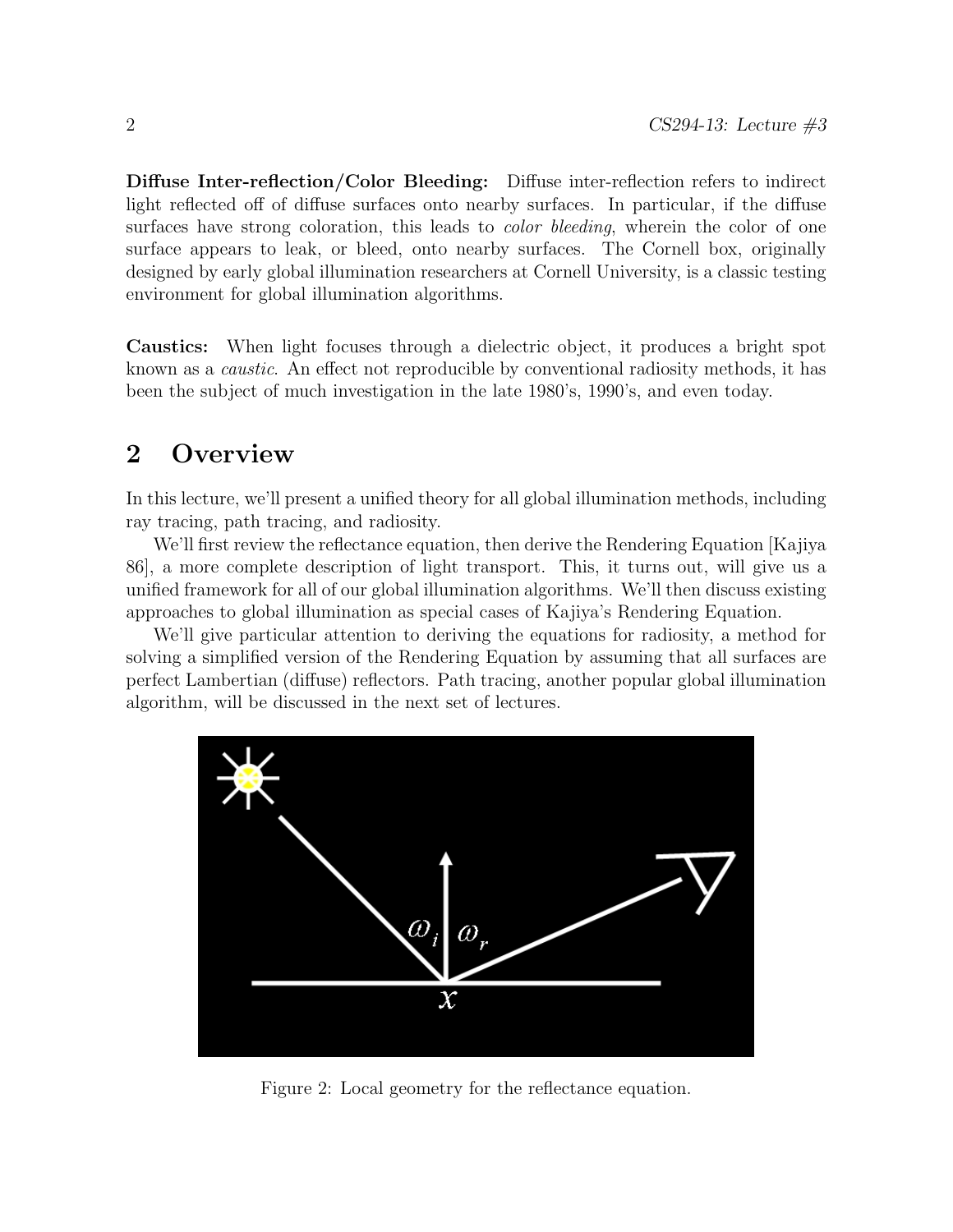**Diffuse Inter-reflection/Color Bleeding:** Diffuse inter-reflection refers to indirect light reflected off of diffuse surfaces onto nearby surfaces. In particular, if the diffuse surfaces have strong coloration, this leads to *color bleeding*, wherein the color of one surface appears to leak, or bleed, onto nearby surfaces. The Cornell box, originally designed by early global illumination researchers at Cornell University, is a classic testing environment for global illumination algorithms.

**Caustics:** When light focuses through a dielectric object, it produces a bright spot known as a *caustic*. An effect not reproducible by conventional radiosity methods, it has been the subject of much investigation in the late 1980's, 1990's, and even today.

## 2 Overview

In this lecture, we'll present a unified theory for all global illumination methods, including ray tracing, path tracing, and radiosity.

We'll first review the reflectance equation, then derive the Rendering Equation [Kajiya 86], a more complete description of light transport. This, it turns out, will give us a unified framework for all of our global illumination algorithms. We'll then discuss existing approaches to global illumination as special cases of Kajiya's Rendering Equation.

We'll give particular attention to deriving the equations for radiosity, a method for solving a simplified version of the Rendering Equation by assuming that all surfaces are perfect Lambertian (diffuse) reflectors. Path tracing, another popular global illumination algorithm, will be discussed in the next set of lectures.

Figure 2: Local geometry for the reflectance equation.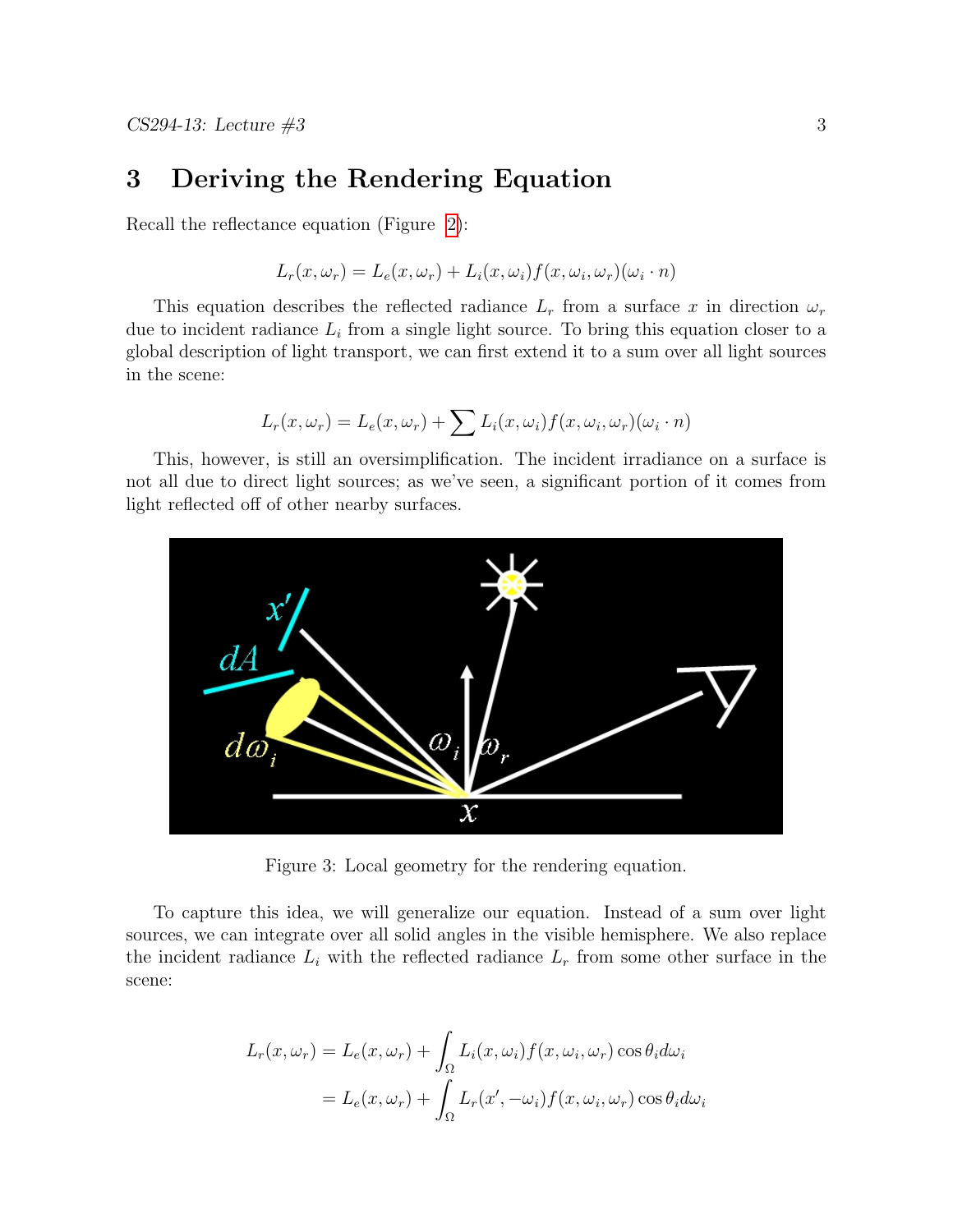# 3 Deriving the Rendering Equation

Recall the reflectance equation (Figure 2):

$$L_r(x, \omega_r) = L_e(x, \omega_r) + L_i(x, \omega_i) f(x, \omega_i, \omega_r)(\omega_i \cdot n)$$

This equation describes the reflected radiance $L_r$ from a surface $x$ in direction $\omega_r$ due to incident radiance $L_i$ from a single light source. To bring this equation closer to a global description of light transport, we can first extend it to a sum over all light sources in the scene:

$$L_r(x, \omega_r) = L_e(x, \omega_r) + \sum L_i(x, \omega_i) f(x, \omega_i, \omega_r)(\omega_i \cdot n)$$

This, however, is still an oversimplification. The incident irradiance on a surface is not all due to direct light sources; as we've seen, a significant portion of it comes from light reflected off of other nearby surfaces.

Figure 3: Local geometry for the rendering equation.

To capture this idea, we will generalize our equation. Instead of a sum over light sources, we can integrate over all solid angles in the visible hemisphere. We also replace the incident radiance $L_i$ with the reflected radiance $L_r$ from some other surface in the scene:

$$\begin{aligned} L_r(x, \omega_r) &= L_e(x, \omega_r) + \int_\Omega L_i(x, \omega_i) f(x, \omega_i, \omega_r) \cos\theta_i d\omega_i \\ &= L_e(x, \omega_r) + \int_\Omega L_r(x', -\omega_i) f(x, \omega_i, \omega_r) \cos\theta_i d\omega_i \end{aligned}$$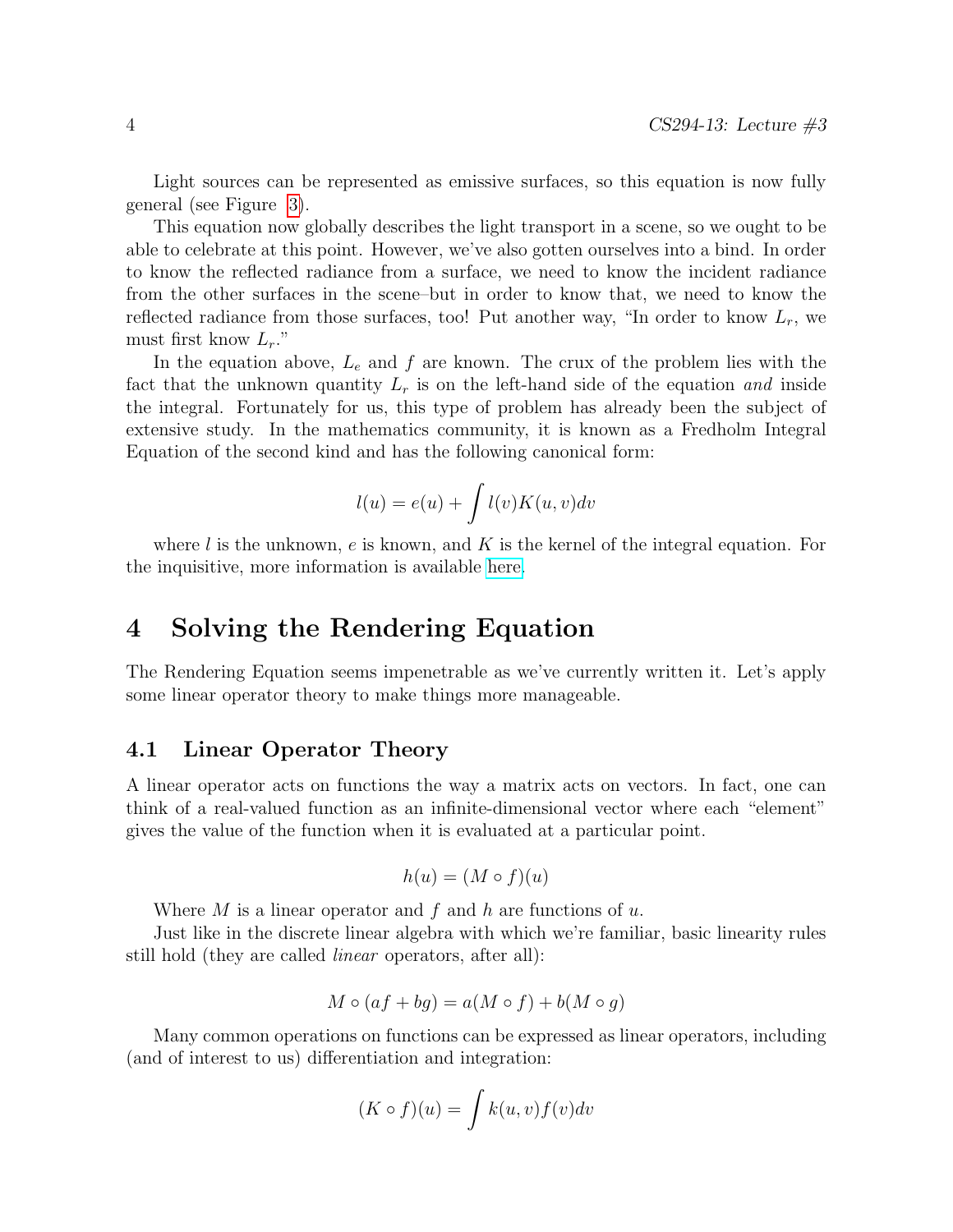Light sources can be represented as emissive surfaces, so this equation is now fully general (see Figure 3).

This equation now globally describes the light transport in a scene, so we ought to be able to celebrate at this point. However, we've also gotten ourselves into a bind. In order to know the reflected radiance from a surface, we need to know the incident radiance from the other surfaces in the scene–but in order to know that, we need to know the reflected radiance from those surfaces, too! Put another way, "In order to know $L_r$, we must first know $L_r$."

In the equation above, $L_e$ and $f$ are known. The crux of the problem lies with the fact that the unknown quantity $L_r$ is on the left-hand side of the equation *and* inside the integral. Fortunately for us, this type of problem has already been the subject of extensive study. In the mathematics community, it is known as a Fredholm Integral Equation of the second kind and has the following canonical form:

$$l(u) = e(u) + \int l(v)K(u,v)dv$$

where $l$ is the unknown, $e$ is known, and $K$ is the kernel of the integral equation. For the inquisitive, more information is available here.

# 4 Solving the Rendering Equation

The Rendering Equation seems impenetrable as we've currently written it. Let's apply some linear operator theory to make things more manageable.

## 4.1 Linear Operator Theory

A linear operator acts on functions the way a matrix acts on vectors. In fact, one can think of a real-valued function as an infinite-dimensional vector where each "element" gives the value of the function when it is evaluated at a particular point.

$$h(u) = (M \circ f)(u)$$

Where $M$ is a linear operator and $f$ and $h$ are functions of $u$.

Just like in the discrete linear algebra with which we're familiar, basic linearity rules still hold (they are called *linear* operators, after all):

$$M \circ (af + bg) = a(M \circ f) + b(M \circ g)$$

Many common operations on functions can be expressed as linear operators, including (and of interest to us) differentiation and integration:

$$(K \circ f)(u) = \int k(u,v)f(v)dv$$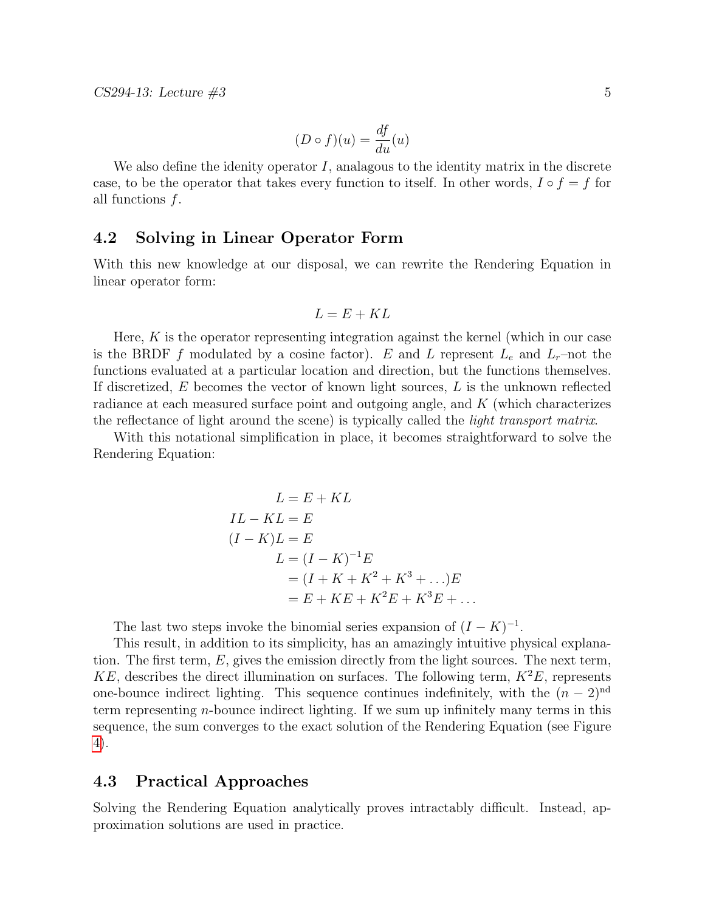$$(D \circ f)(u) = \frac{df}{du}(u)$$

We also define the idenity operator $I$, analagous to the identity matrix in the discrete case, to be the operator that takes every function to itself. In other words, $I \circ f = f$ for all functions $f$.

## 4.2 Solving in Linear Operator Form

With this new knowledge at our disposal, we can rewrite the Rendering Equation in linear operator form:

$$L = E + KL$$

Here, $K$ is the operator representing integration against the kernel (which in our case is the BRDF $f$ modulated by a cosine factor). $E$ and $L$ represent $L_e$ and $L_r$–not the functions evaluated at a particular location and direction, but the functions themselves. If discretized, $E$ becomes the vector of known light sources, $L$ is the unknown reflected radiance at each measured surface point and outgoing angle, and $K$ (which characterizes the reflectance of light around the scene) is typically called the *light transport matrix*.

With this notational simplification in place, it becomes straightforward to solve the Rendering Equation:

$$\begin{aligned}
L &= E + KL \\
IL - KL &= E \\
(I - K)L &= E \\
L &= (I - K)^{-1}E \\
&= (I + K + K^2 + K^3 + \ldots)E \\
&= E + KE + K^2E + K^3E + \ldots
\end{aligned}$$

The last two steps invoke the binomial series expansion of $(I - K)^{-1}$.

This result, in addition to its simplicity, has an amazingly intuitive physical explanation. The first term, $E$, gives the emission directly from the light sources. The next term, $KE$, describes the direct illumination on surfaces. The following term, $K^2E$, represents one-bounce indirect lighting. This sequence continues indefinitely, with the $(n-2)^{\text{nd}}$ term representing $n$-bounce indirect lighting. If we sum up infinitely many terms in this sequence, the sum converges to the exact solution of the Rendering Equation (see Figure 4).

## 4.3 Practical Approaches

Solving the Rendering Equation analytically proves intractably difficult. Instead, approximation solutions are used in practice.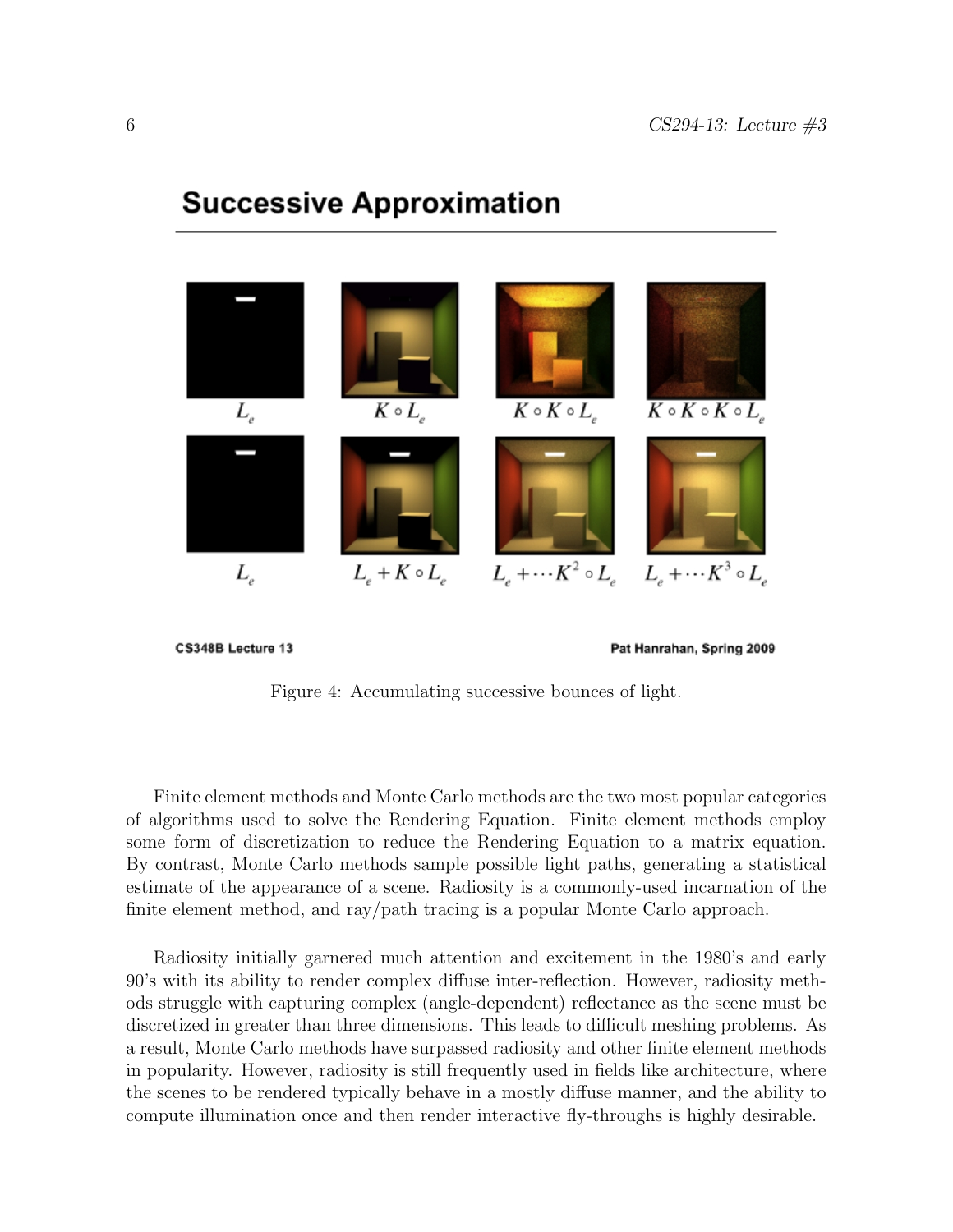Figure 4: Accumulating successive bounces of light.

Finite element methods and Monte Carlo methods are the two most popular categories of algorithms used to solve the Rendering Equation. Finite element methods employ some form of discretization to reduce the Rendering Equation to a matrix equation. By contrast, Monte Carlo methods sample possible light paths, generating a statistical estimate of the appearance of a scene. Radiosity is a commonly-used incarnation of the finite element method, and ray/path tracing is a popular Monte Carlo approach.

Radiosity initially garnered much attention and excitement in the 1980's and early 90's with its ability to render complex diffuse inter-reflection. However, radiosity methods struggle with capturing complex (angle-dependent) reflectance as the scene must be discretized in greater than three dimensions. This leads to difficult meshing problems. As a result, Monte Carlo methods have surpassed radiosity and other finite element methods in popularity. However, radiosity is still frequently used in fields like architecture, where the scenes to be rendered typically behave in a mostly diffuse manner, and the ability to compute illumination once and then render interactive fly-throughs is highly desirable.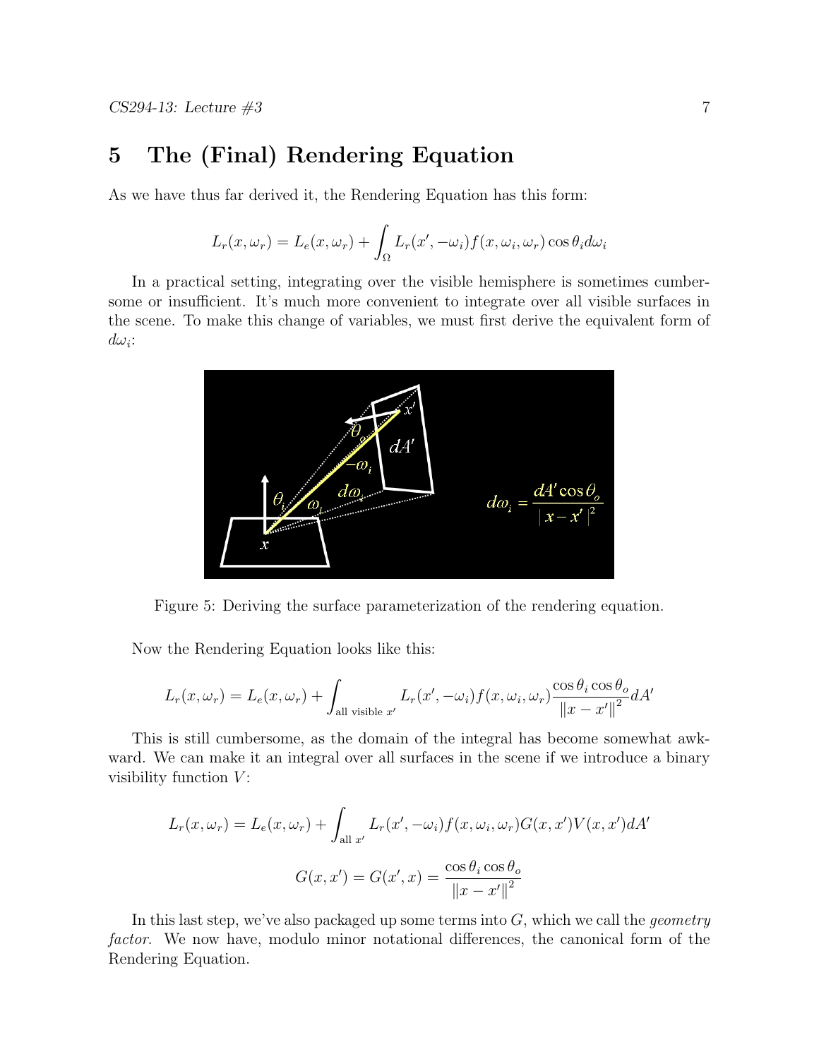## 5 The (Final) Rendering Equation

As we have thus far derived it, the Rendering Equation has this form:

$$L_r(x, \omega_r) = L_e(x, \omega_r) + \int_\Omega L_r(x', -\omega_i) f(x, \omega_i, \omega_r) \cos\theta_i d\omega_i$$

In a practical setting, integrating over the visible hemisphere is sometimes cumbersome or insufficient. It's much more convenient to integrate over all visible surfaces in the scene. To make this change of variables, we must first derive the equivalent form of $d\omega_i$:

Figure 5: Deriving the surface parameterization of the rendering equation.

Now the Rendering Equation looks like this:

$$L_r(x, \omega_r) = L_e(x, \omega_r) + \int_{\text{all visible } x'} L_r(x', -\omega_i) f(x, \omega_i, \omega_r) \frac{\cos\theta_i \cos\theta_o}{\|x - x'\|^2} dA'$$

This is still cumbersome, as the domain of the integral has become somewhat awkward. We can make it an integral over all surfaces in the scene if we introduce a binary visibility function $V$:

$$L_r(x, \omega_r) = L_e(x, \omega_r) + \int_{\text{all } x'} L_r(x', -\omega_i) f(x, \omega_i, \omega_r) G(x, x') V(x, x') dA'$$

$$G(x, x') = G(x', x) = \frac{\cos\theta_i \cos\theta_o}{\|x - x'\|^2}$$

In this last step, we've also packaged up some terms into $G$, which we call the *geometry factor*. We now have, modulo minor notational differences, the canonical form of the Rendering Equation.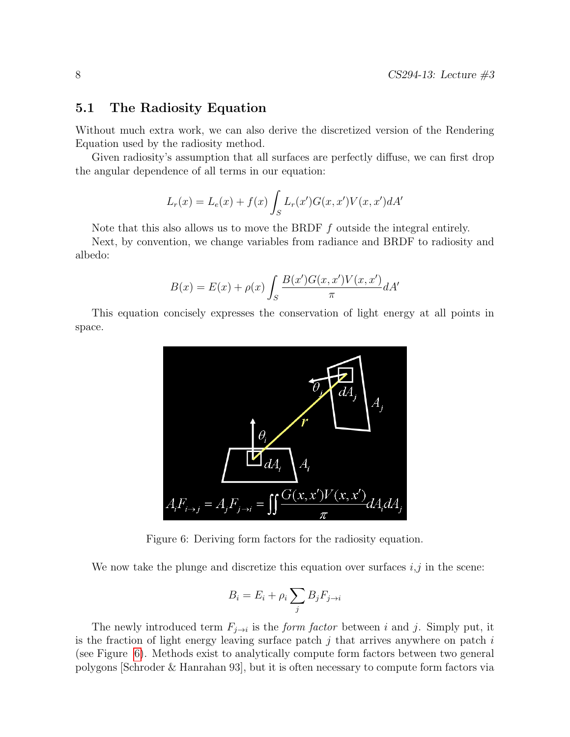## 5.1 The Radiosity Equation

Without much extra work, we can also derive the discretized version of the Rendering Equation used by the radiosity method.

Given radiosity's assumption that all surfaces are perfectly diffuse, we can first drop the angular dependence of all terms in our equation:

$$L_r(x) = L_e(x) + f(x)\int_S L_r(x')G(x,x')V(x,x')dA'$$

Note that this also allows us to move the BRDF $f$ outside the integral entirely.

Next, by convention, we change variables from radiance and BRDF to radiosity and albedo:

$$B(x) = E(x) + \rho(x)\int_S \frac{B(x')G(x,x')V(x,x')}{\pi}dA'$$

This equation concisely expresses the conservation of light energy at all points in space.

Figure 6: Deriving form factors for the radiosity equation.

We now take the plunge and discretize this equation over surfaces $i$,$j$ in the scene:

$$B_i = E_i + \rho_i \sum_j B_j F_{j \to i}$$

The newly introduced term $F_{j\to i}$ is the *form factor* between $i$ and $j$. Simply put, it is the fraction of light energy leaving surface patch $j$ that arrives anywhere on patch $i$ (see Figure 6). Methods exist to analytically compute form factors between two general polygons [Schroder & Hanrahan 93], but it is often necessary to compute form factors via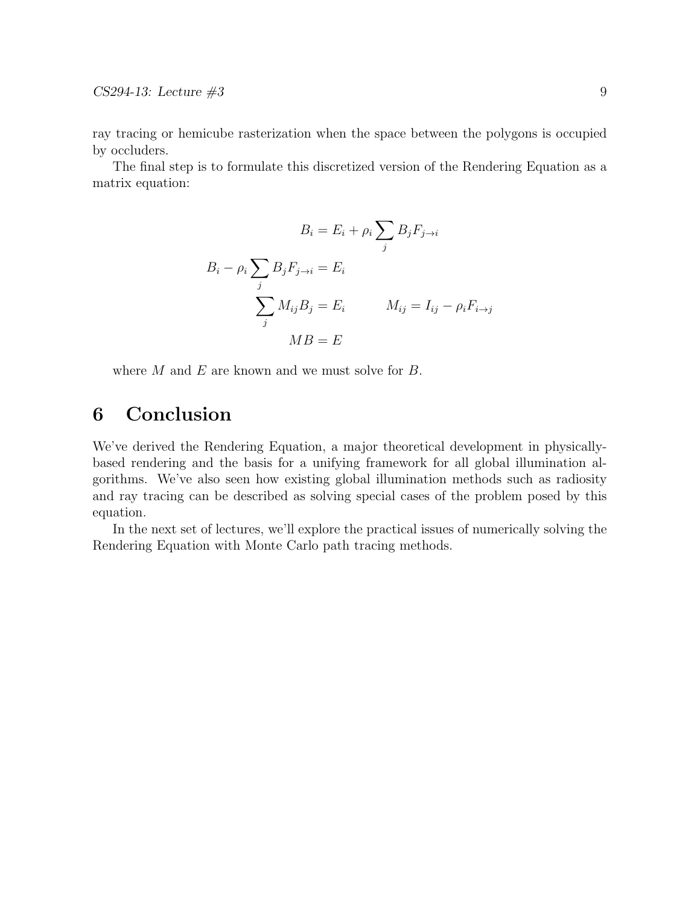ray tracing or hemicube rasterization when the space between the polygons is occupied by occluders.

The final step is to formulate this discretized version of the Rendering Equation as a matrix equation:

$$
\begin{aligned}
B_i &= E_i + \rho_i \sum_j B_j F_{j\to i} \\
B_i - \rho_i \sum_j B_j F_{j\to i} &= E_i \\
\sum_j M_{ij} B_j &= E_i \qquad M_{ij} = I_{ij} - \rho_i F_{i\to j} \\
MB &= E
\end{aligned}
$$

where $M$ and $E$ are known and we must solve for $B$.

# 6 Conclusion

We've derived the Rendering Equation, a major theoretical development in physically-based rendering and the basis for a unifying framework for all global illumination algorithms. We've also seen how existing global illumination methods such as radiosity and ray tracing can be described as solving special cases of the problem posed by this equation.

In the next set of lectures, we'll explore the practical issues of numerically solving the Rendering Equation with Monte Carlo path tracing methods.